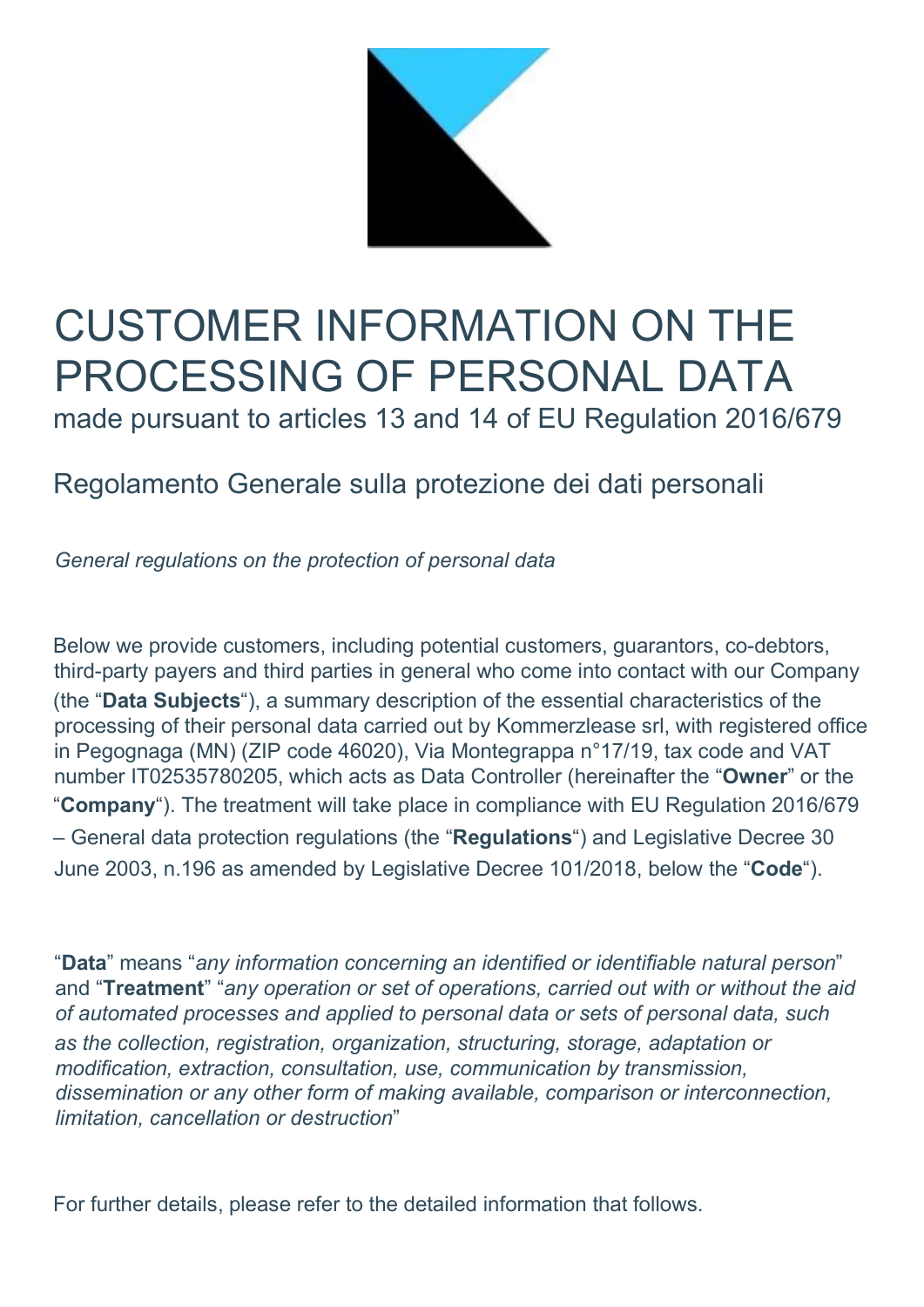# CUSTOMER INFORMATION ON THE PROCESSING OF PERSONAL DATA

made pursuant to articles 13 and 14 of EU Regulation 2016/679

## Regolamento Generale sulla protezione dei dati personali

*General regulations on the protection of personal data*

Below we provide customers, including potential customers, guarantors, co-debtors, third-party payers and third parties in general who come into contact with our Company (the "**Data Subjects**"), a summary description of the essential characteristics of the processing of their personal data carried out by Kommerzlease srl, with registered office in Pegognaga (MN) (ZIP code 46020), Via Montegrappa n°17/19, tax code and VAT number IT02535780205, which acts as Data Controller (hereinafter the "**Owner**" or the "**Company**"). The treatment will take place in compliance with EU Regulation 2016/679 – General data protection regulations (the "**Regulations**") and Legislative Decree 30 June 2003, n.196 as amended by Legislative Decree 101/2018, below the "**Code**").

"**Data**" means "*any information concerning an identified or identifiable natural person*" and "**Treatment**" "*any operation or set of operations, carried out with or without the aid of automated processes and applied to personal data or sets of personal data, such as the collection, registration, organization, structuring, storage, adaptation or modification, extraction, consultation, use, communication by transmission, dissemination or any other form of making available, comparison or interconnection, limitation, cancellation or destruction*"

For further details, please refer to the detailed information that follows.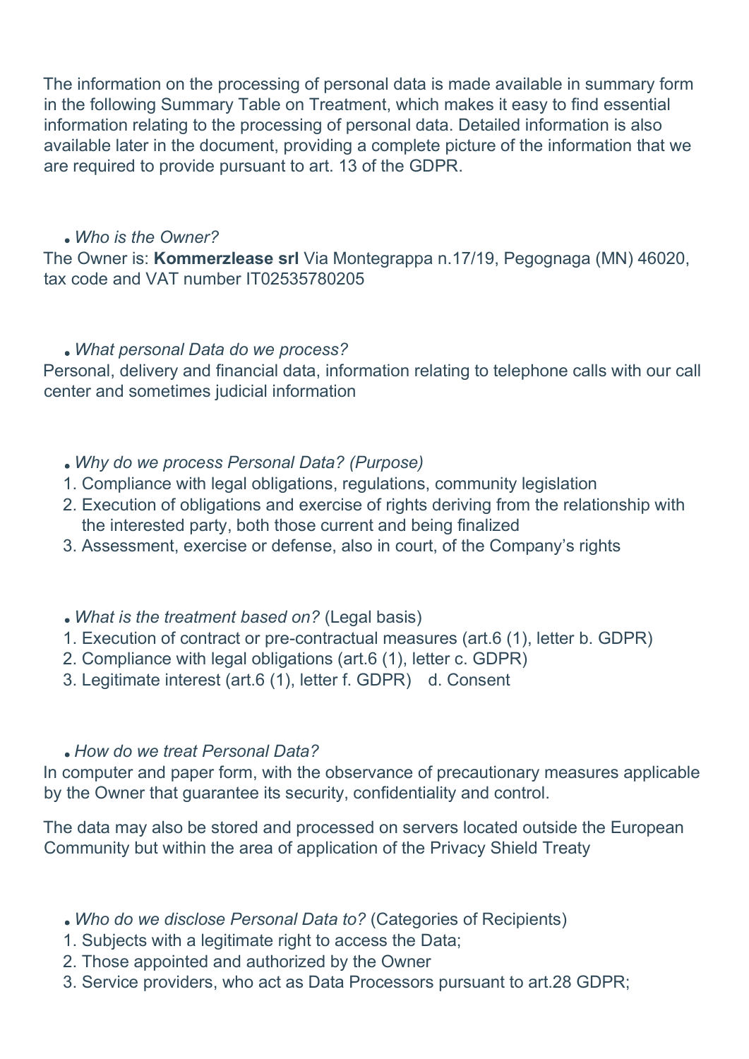The information on the processing of personal data is made available in summary form in the following Summary Table on Treatment, which makes it easy to find essential information relating to the processing of personal data. Detailed information is also available later in the document, providing a complete picture of the information that we are required to provide pursuant to art. 13 of the GDPR.

- *Who is the Owner?*

The Owner is: **Kommerzlease srl** Via Montegrappa n.17/19, Pegognaga (MN) 46020, tax code and VAT number IT02535780205

- *What personal Data do we process?*

Personal, delivery and financial data, information relating to telephone calls with our call center and sometimes judicial information

- *Why do we process Personal Data? (Purpose)*

1. Compliance with legal obligations, regulations, community legislation
2. Execution of obligations and exercise of rights deriving from the relationship with the interested party, both those current and being finalized
3. Assessment, exercise or defense, also in court, of the Company's rights

- *What is the treatment based on?* (Legal basis)

1. Execution of contract or pre-contractual measures (art.6 (1), letter b. GDPR)
2. Compliance with legal obligations (art.6 (1), letter c. GDPR)
3. Legitimate interest (art.6 (1), letter f. GDPR) d. Consent

- *How do we treat Personal Data?*

In computer and paper form, with the observance of precautionary measures applicable by the Owner that guarantee its security, confidentiality and control.

The data may also be stored and processed on servers located outside the European Community but within the area of application of the Privacy Shield Treaty

- *Who do we disclose Personal Data to?* (Categories of Recipients)

1. Subjects with a legitimate right to access the Data;
2. Those appointed and authorized by the Owner
3. Service providers, who act as Data Processors pursuant to art.28 GDPR;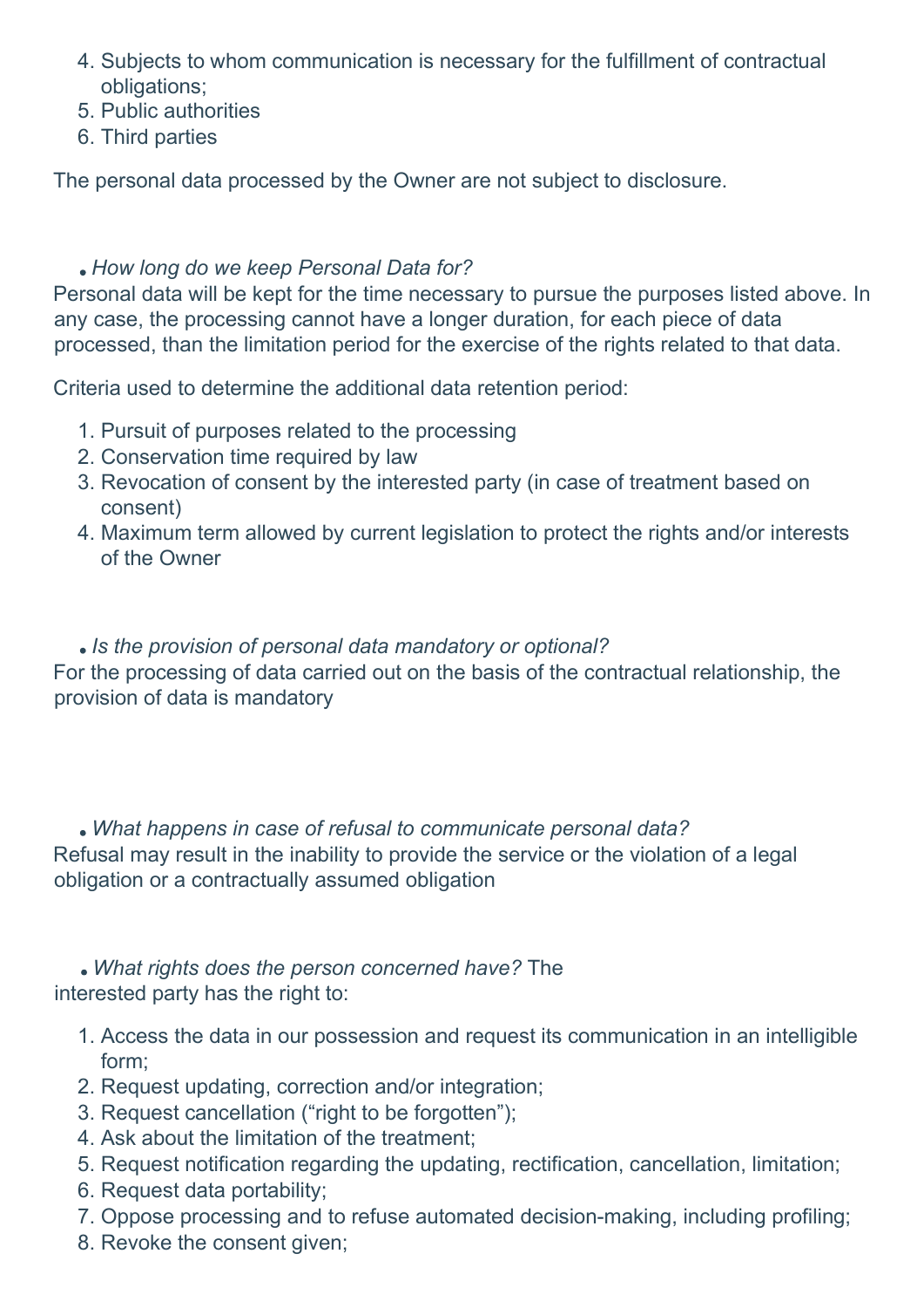4. Subjects to whom communication is necessary for the fulfillment of contractual obligations;
5. Public authorities
6. Third parties

The personal data processed by the Owner are not subject to disclosure.

- *How long do we keep Personal Data for?*

Personal data will be kept for the time necessary to pursue the purposes listed above. In any case, the processing cannot have a longer duration, for each piece of data processed, than the limitation period for the exercise of the rights related to that data.

Criteria used to determine the additional data retention period:

1. Pursuit of purposes related to the processing
2. Conservation time required by law
3. Revocation of consent by the interested party (in case of treatment based on consent)
4. Maximum term allowed by current legislation to protect the rights and/or interests of the Owner

- *Is the provision of personal data mandatory or optional?*

For the processing of data carried out on the basis of the contractual relationship, the provision of data is mandatory

- *What happens in case of refusal to communicate personal data?*

Refusal may result in the inability to provide the service or the violation of a legal obligation or a contractually assumed obligation

- *What rights does the person concerned have?* The interested party has the right to:

1. Access the data in our possession and request its communication in an intelligible form;
2. Request updating, correction and/or integration;
3. Request cancellation ("right to be forgotten");
4. Ask about the limitation of the treatment;
5. Request notification regarding the updating, rectification, cancellation, limitation;
6. Request data portability;
7. Oppose processing and to refuse automated decision-making, including profiling;
8. Revoke the consent given;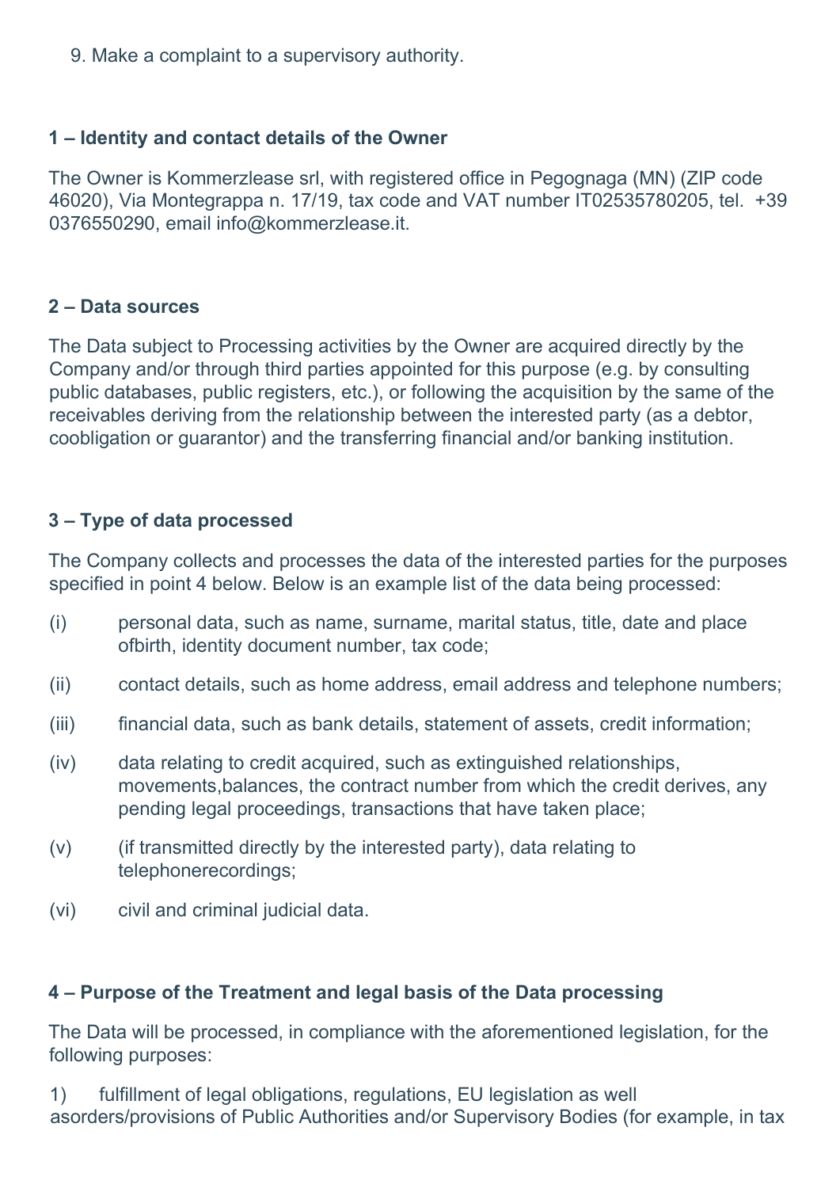9. Make a complaint to a supervisory authority.

## 1 – Identity and contact details of the Owner

The Owner is Kommerzlease srl, with registered office in Pegognaga (MN) (ZIP code 46020), Via Montegrappa n. 17/19, tax code and VAT number IT02535780205, tel. +39 0376550290, email info@kommerzlease.it.

## 2 – Data sources

The Data subject to Processing activities by the Owner are acquired directly by the Company and/or through third parties appointed for this purpose (e.g. by consulting public databases, public registers, etc.), or following the acquisition by the same of the receivables deriving from the relationship between the interested party (as a debtor, coobligation or guarantor) and the transferring financial and/or banking institution.

## 3 – Type of data processed

The Company collects and processes the data of the interested parties for the purposes specified in point 4 below. Below is an example list of the data being processed:

(i) personal data, such as name, surname, marital status, title, date and place ofbirth, identity document number, tax code;

(ii) contact details, such as home address, email address and telephone numbers;

(iii) financial data, such as bank details, statement of assets, credit information;

(iv) data relating to credit acquired, such as extinguished relationships, movements,balances, the contract number from which the credit derives, any pending legal proceedings, transactions that have taken place;

(v) (if transmitted directly by the interested party), data relating to telephonerecordings;

(vi) civil and criminal judicial data.

## 4 – Purpose of the Treatment and legal basis of the Data processing

The Data will be processed, in compliance with the aforementioned legislation, for the following purposes:

1) fulfillment of legal obligations, regulations, EU legislation as well asorders/provisions of Public Authorities and/or Supervisory Bodies (for example, in tax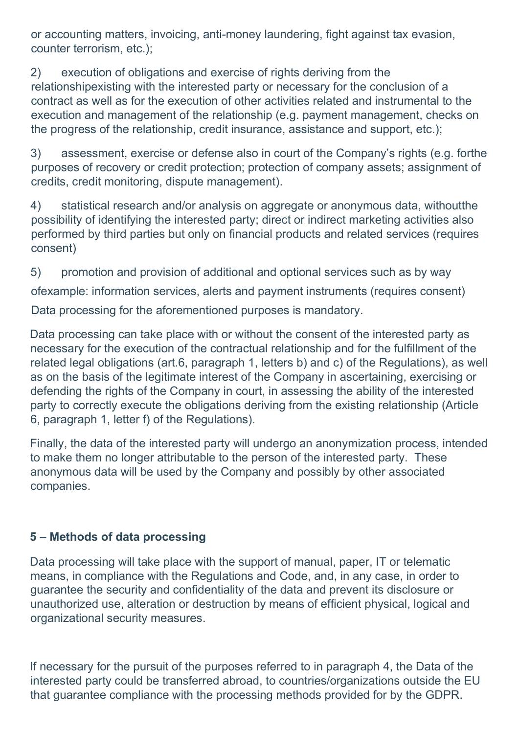or accounting matters, invoicing, anti-money laundering, fight against tax evasion, counter terrorism, etc.);

2) execution of obligations and exercise of rights deriving from the relationshipexisting with the interested party or necessary for the conclusion of a contract as well as for the execution of other activities related and instrumental to the execution and management of the relationship (e.g. payment management, checks on the progress of the relationship, credit insurance, assistance and support, etc.);

3) assessment, exercise or defense also in court of the Company's rights (e.g. forthe purposes of recovery or credit protection; protection of company assets; assignment of credits, credit monitoring, dispute management).

4) statistical research and/or analysis on aggregate or anonymous data, withoutthe possibility of identifying the interested party; direct or indirect marketing activities also performed by third parties but only on financial products and related services (requires consent)

5) promotion and provision of additional and optional services such as by way ofexample: information services, alerts and payment instruments (requires consent)

Data processing for the aforementioned purposes is mandatory.

Data processing can take place with or without the consent of the interested party as necessary for the execution of the contractual relationship and for the fulfillment of the related legal obligations (art.6, paragraph 1, letters b) and c) of the Regulations), as well as on the basis of the legitimate interest of the Company in ascertaining, exercising or defending the rights of the Company in court, in assessing the ability of the interested party to correctly execute the obligations deriving from the existing relationship (Article 6, paragraph 1, letter f) of the Regulations).

Finally, the data of the interested party will undergo an anonymization process, intended to make them no longer attributable to the person of the interested party. These anonymous data will be used by the Company and possibly by other associated companies.

**5 – Methods of data processing**

Data processing will take place with the support of manual, paper, IT or telematic means, in compliance with the Regulations and Code, and, in any case, in order to guarantee the security and confidentiality of the data and prevent its disclosure or unauthorized use, alteration or destruction by means of efficient physical, logical and organizational security measures.

If necessary for the pursuit of the purposes referred to in paragraph 4, the Data of the interested party could be transferred abroad, to countries/organizations outside the EU that guarantee compliance with the processing methods provided for by the GDPR.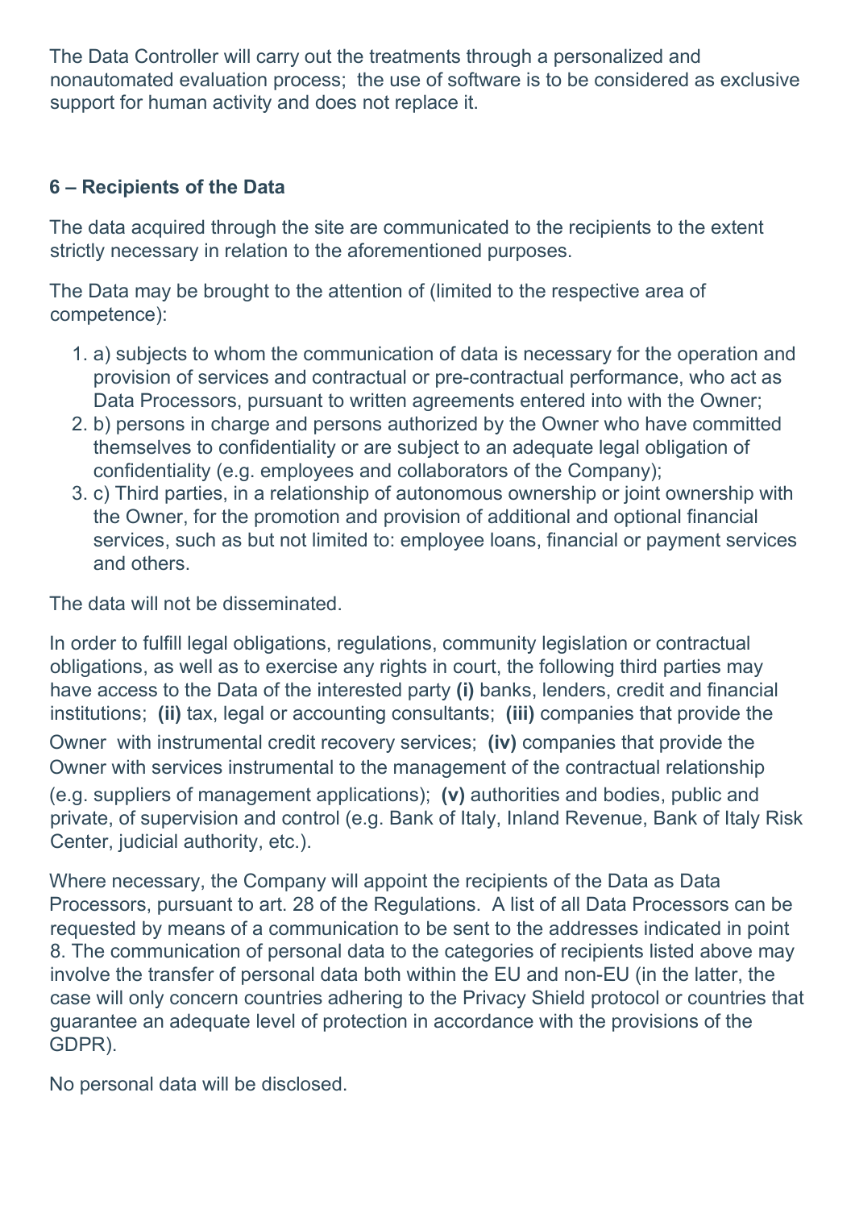The Data Controller will carry out the treatments through a personalized and nonautomated evaluation process; the use of software is to be considered as exclusive support for human activity and does not replace it.

#### 6 – Recipients of the Data

The data acquired through the site are communicated to the recipients to the extent strictly necessary in relation to the aforementioned purposes.

The Data may be brought to the attention of (limited to the respective area of competence):

1. a) subjects to whom the communication of data is necessary for the operation and provision of services and contractual or pre-contractual performance, who act as Data Processors, pursuant to written agreements entered into with the Owner;
2. b) persons in charge and persons authorized by the Owner who have committed themselves to confidentiality or are subject to an adequate legal obligation of confidentiality (e.g. employees and collaborators of the Company);
3. c) Third parties, in a relationship of autonomous ownership or joint ownership with the Owner, for the promotion and provision of additional and optional financial services, such as but not limited to: employee loans, financial or payment services and others.

The data will not be disseminated.

In order to fulfill legal obligations, regulations, community legislation or contractual obligations, as well as to exercise any rights in court, the following third parties may have access to the Data of the interested party **(i)** banks, lenders, credit and financial institutions; **(ii)** tax, legal or accounting consultants; **(iii)** companies that provide the Owner with instrumental credit recovery services; **(iv)** companies that provide the Owner with services instrumental to the management of the contractual relationship (e.g. suppliers of management applications); **(v)** authorities and bodies, public and private, of supervision and control (e.g. Bank of Italy, Inland Revenue, Bank of Italy Risk Center, judicial authority, etc.).

Where necessary, the Company will appoint the recipients of the Data as Data Processors, pursuant to art. 28 of the Regulations. A list of all Data Processors can be requested by means of a communication to be sent to the addresses indicated in point 8. The communication of personal data to the categories of recipients listed above may involve the transfer of personal data both within the EU and non-EU (in the latter, the case will only concern countries adhering to the Privacy Shield protocol or countries that guarantee an adequate level of protection in accordance with the provisions of the GDPR).

No personal data will be disclosed.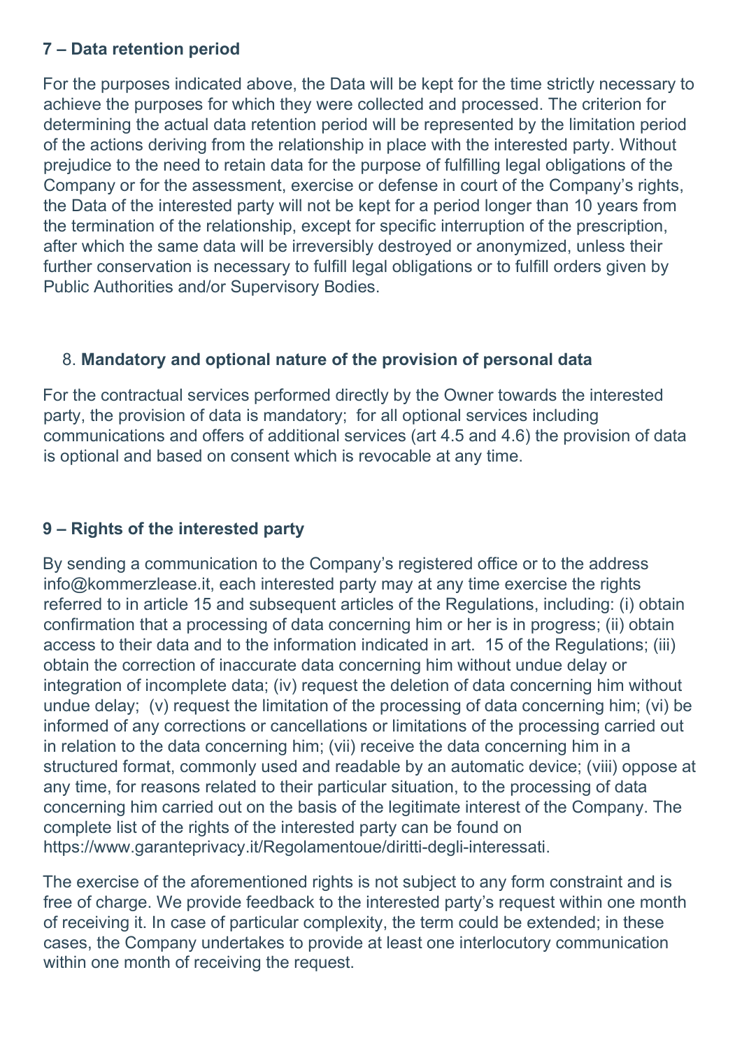**7 – Data retention period**

For the purposes indicated above, the Data will be kept for the time strictly necessary to achieve the purposes for which they were collected and processed. The criterion for determining the actual data retention period will be represented by the limitation period of the actions deriving from the relationship in place with the interested party. Without prejudice to the need to retain data for the purpose of fulfilling legal obligations of the Company or for the assessment, exercise or defense in court of the Company's rights, the Data of the interested party will not be kept for a period longer than 10 years from the termination of the relationship, except for specific interruption of the prescription, after which the same data will be irreversibly destroyed or anonymized, unless their further conservation is necessary to fulfill legal obligations or to fulfill orders given by Public Authorities and/or Supervisory Bodies.

8. **Mandatory and optional nature of the provision of personal data**

For the contractual services performed directly by the Owner towards the interested party, the provision of data is mandatory; for all optional services including communications and offers of additional services (art 4.5 and 4.6) the provision of data is optional and based on consent which is revocable at any time.

**9 – Rights of the interested party**

By sending a communication to the Company's registered office or to the address info@kommerzlease.it, each interested party may at any time exercise the rights referred to in article 15 and subsequent articles of the Regulations, including: (i) obtain confirmation that a processing of data concerning him or her is in progress; (ii) obtain access to their data and to the information indicated in art. 15 of the Regulations; (iii) obtain the correction of inaccurate data concerning him without undue delay or integration of incomplete data; (iv) request the deletion of data concerning him without undue delay; (v) request the limitation of the processing of data concerning him; (vi) be informed of any corrections or cancellations or limitations of the processing carried out in relation to the data concerning him; (vii) receive the data concerning him in a structured format, commonly used and readable by an automatic device; (viii) oppose at any time, for reasons related to their particular situation, to the processing of data concerning him carried out on the basis of the legitimate interest of the Company. The complete list of the rights of the interested party can be found on https://www.garanteprivacy.it/Regolamentoue/diritti-degli-interessati.

The exercise of the aforementioned rights is not subject to any form constraint and is free of charge. We provide feedback to the interested party's request within one month of receiving it. In case of particular complexity, the term could be extended; in these cases, the Company undertakes to provide at least one interlocutory communication within one month of receiving the request.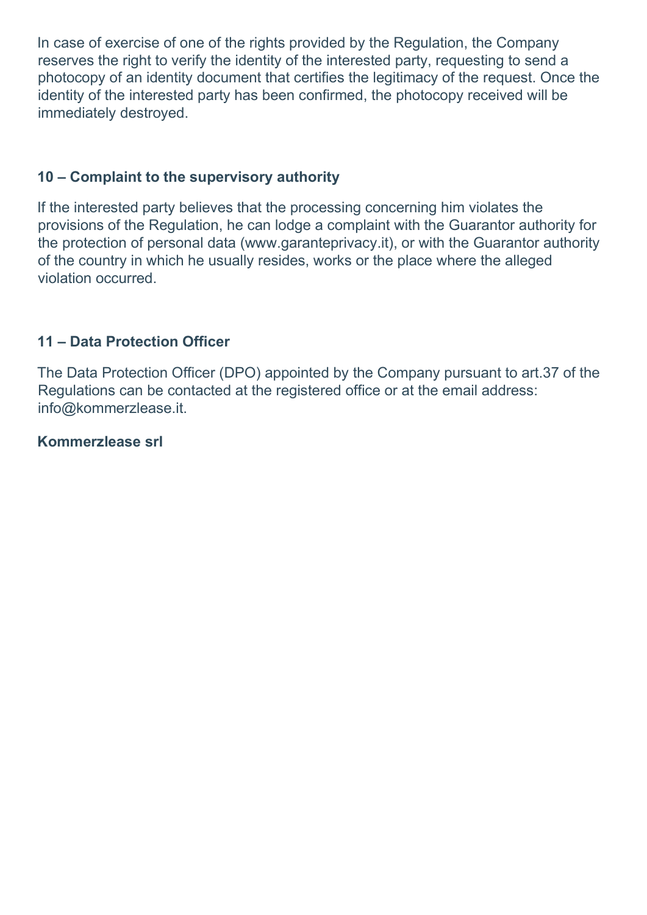In case of exercise of one of the rights provided by the Regulation, the Company reserves the right to verify the identity of the interested party, requesting to send a photocopy of an identity document that certifies the legitimacy of the request. Once the identity of the interested party has been confirmed, the photocopy received will be immediately destroyed.

## 10 – Complaint to the supervisory authority

If the interested party believes that the processing concerning him violates the provisions of the Regulation, he can lodge a complaint with the Guarantor authority for the protection of personal data (www.garanteprivacy.it), or with the Guarantor authority of the country in which he usually resides, works or the place where the alleged violation occurred.

## 11 – Data Protection Officer

The Data Protection Officer (DPO) appointed by the Company pursuant to art.37 of the Regulations can be contacted at the registered office or at the email address: info@kommerzlease.it.

**Kommerzlease srl**